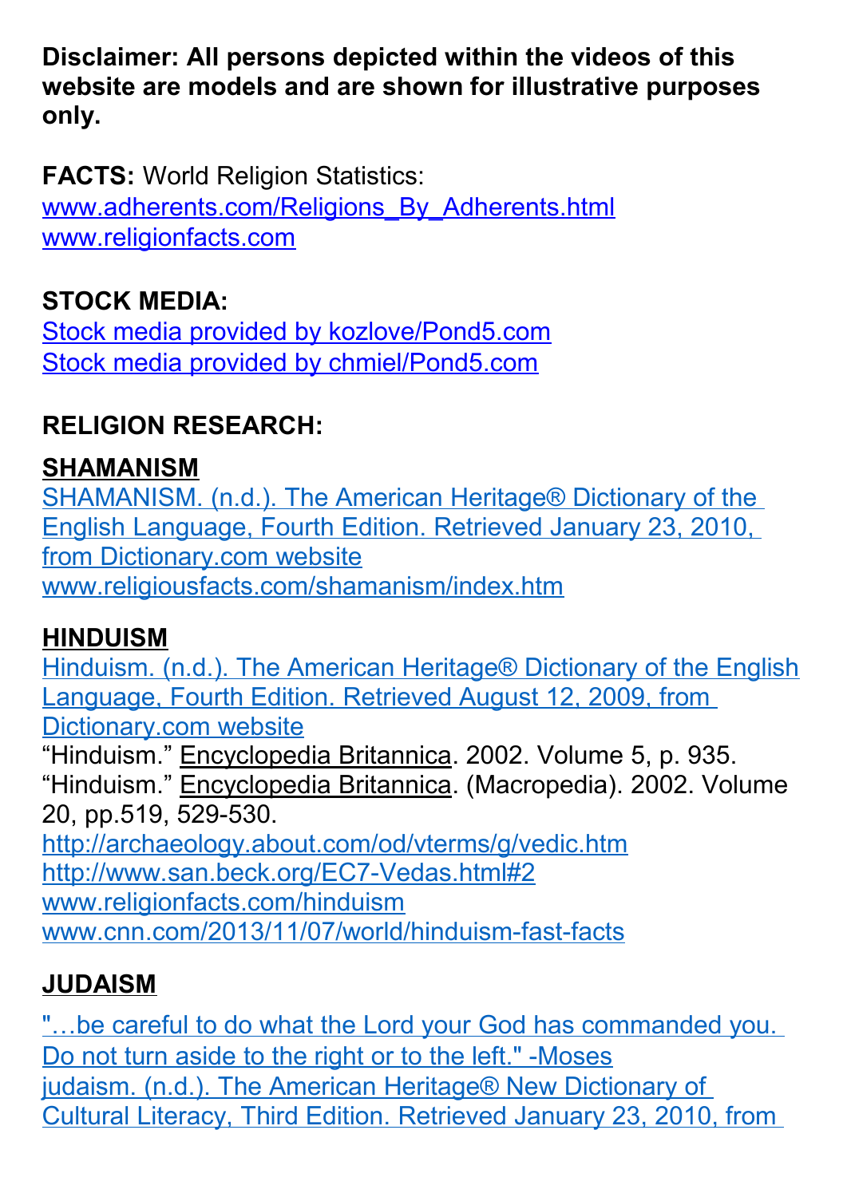**Disclaimer: All persons depicted within the videos of this website are models and are shown for illustrative purposes only.**

**FACTS:** World Religion Statistics:
www.adherents.com/Religions_By_Adherents.html
www.religionfacts.com

**STOCK MEDIA:**
Stock media provided by kozlove/Pond5.com
Stock media provided by chmiel/Pond5.com

**RELIGION RESEARCH:**

**SHAMANISM**

SHAMANISM. (n.d.). The American Heritage® Dictionary of the English Language, Fourth Edition. Retrieved January 23, 2010, from Dictionary.com website
www.religiousfacts.com/shamanism/index.htm

**HINDUISM**

Hinduism. (n.d.). The American Heritage® Dictionary of the English Language, Fourth Edition. Retrieved August 12, 2009, from Dictionary.com website
"Hinduism." Encyclopedia Britannica. 2002. Volume 5, p. 935.
"Hinduism." Encyclopedia Britannica. (Macropedia). 2002. Volume 20, pp.519, 529-530.
http://archaeology.about.com/od/vterms/g/vedic.htm
http://www.san.beck.org/EC7-Vedas.html#2
www.religionfacts.com/hinduism
www.cnn.com/2013/11/07/world/hinduism-fast-facts

**JUDAISM**

"…be careful to do what the Lord your God has commanded you. Do not turn aside to the right or to the left." -Moses
judaism. (n.d.). The American Heritage® New Dictionary of Cultural Literacy, Third Edition. Retrieved January 23, 2010, from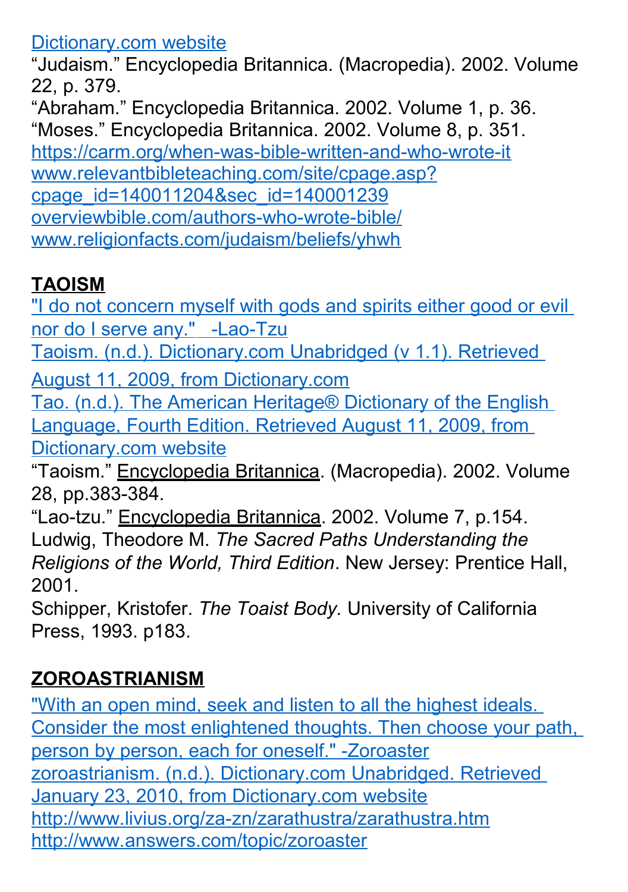Dictionary.com website

"Judaism." Encyclopedia Britannica. (Macropedia). 2002. Volume 22, p. 379.

"Abraham." Encyclopedia Britannica. 2002. Volume 1, p. 36.

"Moses." Encyclopedia Britannica. 2002. Volume 8, p. 351.

https://carm.org/when-was-bible-written-and-who-wrote-it

www.relevantbibleteaching.com/site/cpage.asp?cpage_id=140011204&sec_id=140001239

overviewbible.com/authors-who-wrote-bible/

www.religionfacts.com/judaism/beliefs/yhwh

## TAOISM

"I do not concern myself with gods and spirits either good or evil nor do I serve any." -Lao-Tzu

Taoism. (n.d.). Dictionary.com Unabridged (v 1.1). Retrieved August 11, 2009, from Dictionary.com

Tao. (n.d.). The American Heritage® Dictionary of the English Language, Fourth Edition. Retrieved August 11, 2009, from Dictionary.com website

"Taoism." Encyclopedia Britannica. (Macropedia). 2002. Volume 28, pp.383-384.

"Lao-tzu." Encyclopedia Britannica. 2002. Volume 7, p.154.

Ludwig, Theodore M. *The Sacred Paths Understanding the Religions of the World, Third Edition*. New Jersey: Prentice Hall, 2001.

Schipper, Kristofer. *The Toaist Body.* University of California Press, 1993. p183.

## ZOROASTRIANISM

"With an open mind, seek and listen to all the highest ideals. Consider the most enlightened thoughts. Then choose your path, person by person, each for oneself." -Zoroaster

zoroastrianism. (n.d.). Dictionary.com Unabridged. Retrieved January 23, 2010, from Dictionary.com website

http://www.livius.org/za-zn/zarathustra/zarathustra.htm

http://www.answers.com/topic/zoroaster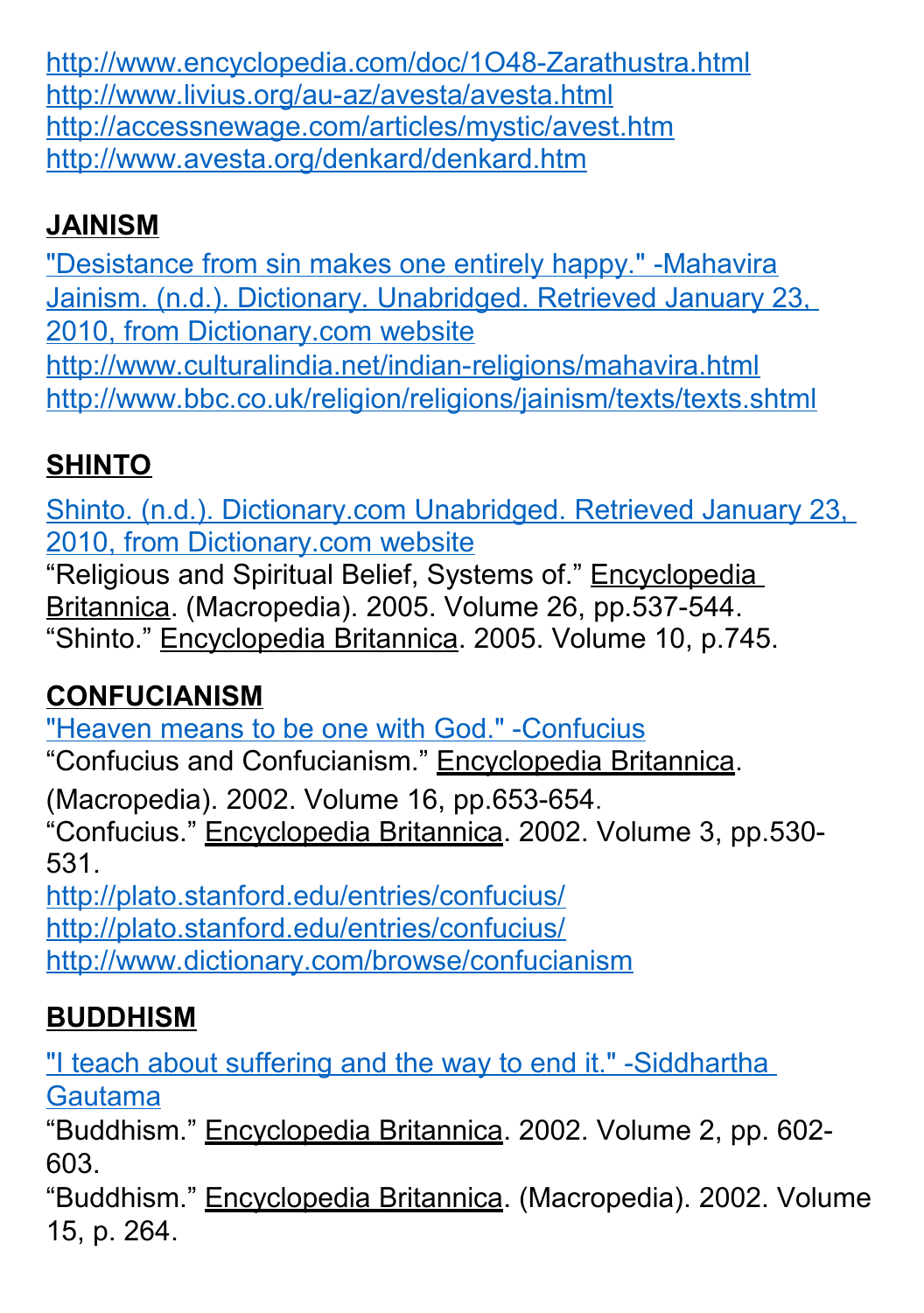http://www.encyclopedia.com/doc/1O48-Zarathustra.html
http://www.livius.org/au-az/avesta/avesta.html
http://accessnewage.com/articles/mystic/avest.htm
http://www.avesta.org/denkard/denkard.htm

## JAINISM

"Desistance from sin makes one entirely happy." -Mahavira
Jainism. (n.d.). Dictionary. Unabridged. Retrieved January 23, 2010, from Dictionary.com website
http://www.culturalindia.net/indian-religions/mahavira.html
http://www.bbc.co.uk/religion/religions/jainism/texts/texts.shtml

## SHINTO

Shinto. (n.d.). Dictionary.com Unabridged. Retrieved January 23, 2010, from Dictionary.com website
"Religious and Spiritual Belief, Systems of." Encyclopedia Britannica. (Macropedia). 2005. Volume 26, pp.537-544.
"Shinto." Encyclopedia Britannica. 2005. Volume 10, p.745.

## CONFUCIANISM

"Heaven means to be one with God." -Confucius
"Confucius and Confucianism." Encyclopedia Britannica. (Macropedia). 2002. Volume 16, pp.653-654.
"Confucius." Encyclopedia Britannica. 2002. Volume 3, pp.530-531.
http://plato.stanford.edu/entries/confucius/
http://plato.stanford.edu/entries/confucius/
http://www.dictionary.com/browse/confucianism

## BUDDHISM

"I teach about suffering and the way to end it." -Siddhartha Gautama
"Buddhism." Encyclopedia Britannica. 2002. Volume 2, pp. 602-603.
"Buddhism." Encyclopedia Britannica. (Macropedia). 2002. Volume 15, p. 264.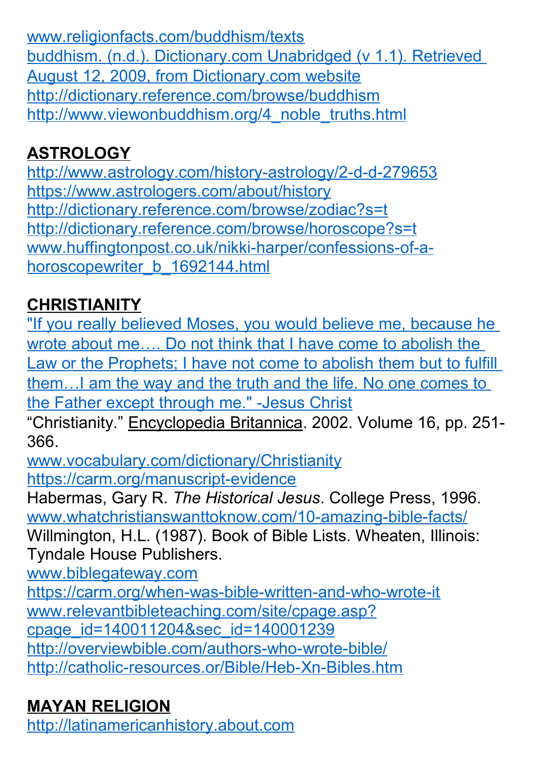www.religionfacts.com/buddhism/texts
buddhism. (n.d.). Dictionary.com Unabridged (v 1.1). Retrieved August 12, 2009, from Dictionary.com website
http://dictionary.reference.com/browse/buddhism
http://www.viewonbuddhism.org/4_noble_truths.html

**ASTROLOGY**

http://www.astrology.com/history-astrology/2-d-d-279653
https://www.astrologers.com/about/history
http://dictionary.reference.com/browse/zodiac?s=t
http://dictionary.reference.com/browse/horoscope?s=t
www.huffingtonpost.co.uk/nikki-harper/confessions-of-a-horoscopewriter_b_1692144.html

**CHRISTIANITY**

"If you really believed Moses, you would believe me, because he wrote about me…. Do not think that I have come to abolish the Law or the Prophets; I have not come to abolish them but to fulfill them…I am the way and the truth and the life. No one comes to the Father except through me." -Jesus Christ
"Christianity." Encyclopedia Britannica. 2002. Volume 16, pp. 251-366.
www.vocabulary.com/dictionary/Christianity
https://carm.org/manuscript-evidence
Habermas, Gary R. *The Historical Jesus*. College Press, 1996.
www.whatchristianswanttoknow.com/10-amazing-bible-facts/
Willmington, H.L. (1987). Book of Bible Lists. Wheaten, Illinois: Tyndale House Publishers.
www.biblegateway.com
https://carm.org/when-was-bible-written-and-who-wrote-it
www.relevantbibleteaching.com/site/cpage.asp?cpage_id=140011204&sec_id=140001239
http://overviewbible.com/authors-who-wrote-bible/
http://catholic-resources.or/Bible/Heb-Xn-Bibles.htm

**MAYAN RELIGION**

http://latinamericanhistory.about.com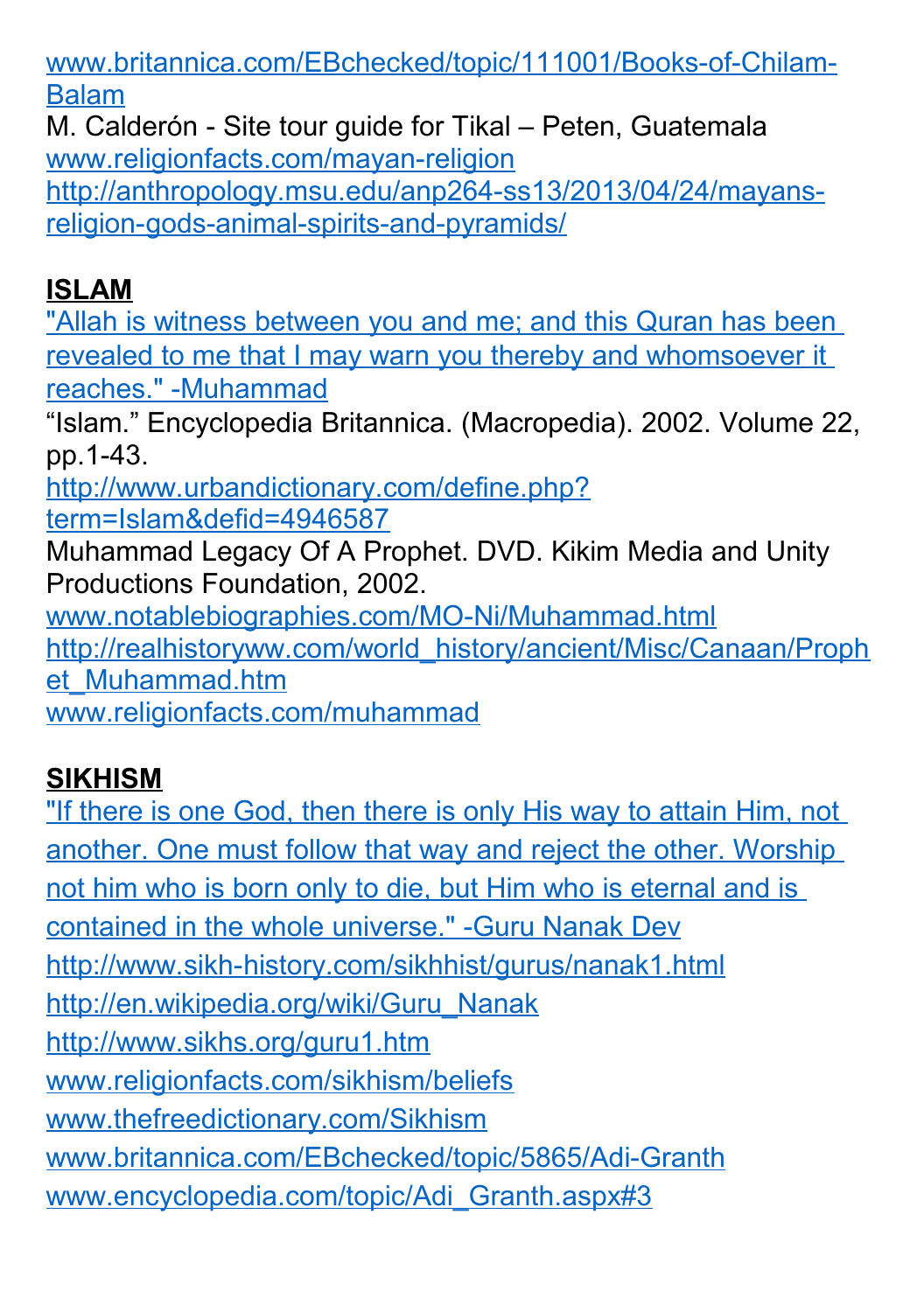www.britannica.com/EBchecked/topic/111001/Books-of-Chilam-Balam
M. Calderón - Site tour guide for Tikal – Peten, Guatemala
www.religionfacts.com/mayan-religion
http://anthropology.msu.edu/anp264-ss13/2013/04/24/mayans-religion-gods-animal-spirits-and-pyramids/

**ISLAM**

"Allah is witness between you and me; and this Quran has been revealed to me that I may warn you thereby and whomsoever it reaches." -Muhammad
"Islam." Encyclopedia Britannica. (Macropedia). 2002. Volume 22, pp.1-43.
http://www.urbandictionary.com/define.php?term=Islam&defid=4946587
Muhammad Legacy Of A Prophet. DVD. Kikim Media and Unity Productions Foundation, 2002.
www.notablebiographies.com/MO-Ni/Muhammad.html
http://realhistoryww.com/world_history/ancient/Misc/Canaan/Prophet_Muhammad.htm
www.religionfacts.com/muhammad

**SIKHISM**

"If there is one God, then there is only His way to attain Him, not another. One must follow that way and reject the other. Worship not him who is born only to die, but Him who is eternal and is contained in the whole universe." -Guru Nanak Dev
http://www.sikh-history.com/sikhhist/gurus/nanak1.html
http://en.wikipedia.org/wiki/Guru_Nanak
http://www.sikhs.org/guru1.htm
www.religionfacts.com/sikhism/beliefs
www.thefreedictionary.com/Sikhism
www.britannica.com/EBchecked/topic/5865/Adi-Granth
www.encyclopedia.com/topic/Adi_Granth.aspx#3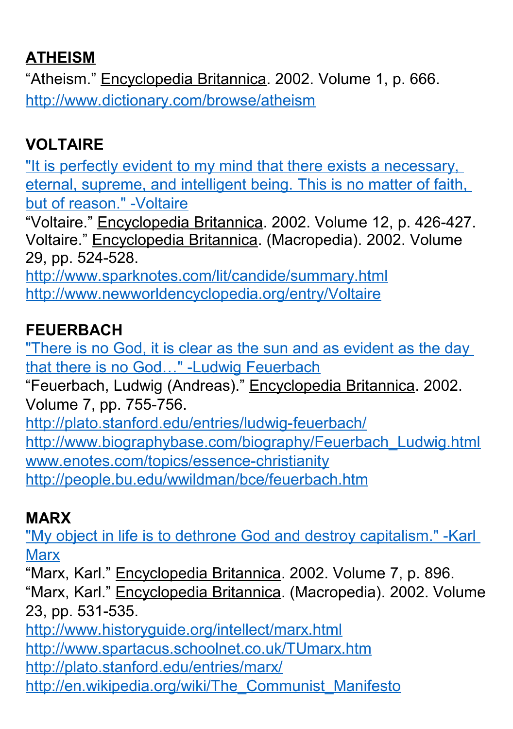**ATHEISM**

"Atheism." Encyclopedia Britannica. 2002. Volume 1, p. 666.
http://www.dictionary.com/browse/atheism

**VOLTAIRE**

"It is perfectly evident to my mind that there exists a necessary, eternal, supreme, and intelligent being. This is no matter of faith, but of reason." -Voltaire
"Voltaire." Encyclopedia Britannica. 2002. Volume 12, p. 426-427.
Voltaire." Encyclopedia Britannica. (Macropedia). 2002. Volume 29, pp. 524-528.
http://www.sparknotes.com/lit/candide/summary.html
http://www.newworldencyclopedia.org/entry/Voltaire

**FEUERBACH**

"There is no God, it is clear as the sun and as evident as the day that there is no God…" -Ludwig Feuerbach
"Feuerbach, Ludwig (Andreas)." Encyclopedia Britannica. 2002. Volume 7, pp. 755-756.
http://plato.stanford.edu/entries/ludwig-feuerbach/
http://www.biographybase.com/biography/Feuerbach_Ludwig.html
www.enotes.com/topics/essence-christianity
http://people.bu.edu/wwildman/bce/feuerbach.htm

**MARX**

"My object in life is to dethrone God and destroy capitalism." -Karl Marx
"Marx, Karl." Encyclopedia Britannica. 2002. Volume 7, p. 896.
"Marx, Karl." Encyclopedia Britannica. (Macropedia). 2002. Volume 23, pp. 531-535.
http://www.historyguide.org/intellect/marx.html
http://www.spartacus.schoolnet.co.uk/TUmarx.htm
http://plato.stanford.edu/entries/marx/
http://en.wikipedia.org/wiki/The_Communist_Manifesto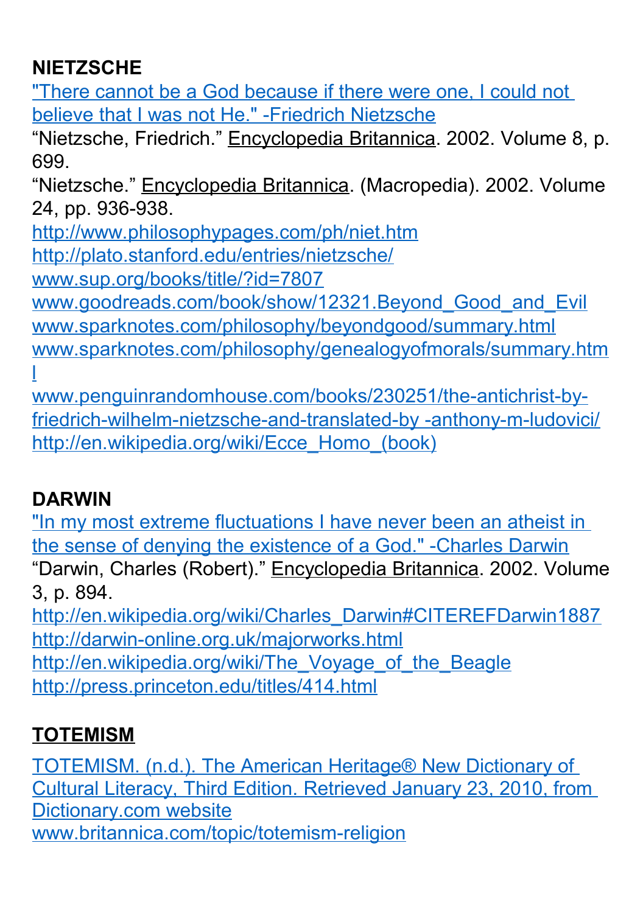**NIETZSCHE**

"There cannot be a God because if there were one, I could not believe that I was not He." -Friedrich Nietzsche

"Nietzsche, Friedrich." Encyclopedia Britannica. 2002. Volume 8, p. 699.

"Nietzsche." Encyclopedia Britannica. (Macropedia). 2002. Volume 24, pp. 936-938.

http://www.philosophypages.com/ph/niet.htm

http://plato.stanford.edu/entries/nietzsche/

www.sup.org/books/title/?id=7807

www.goodreads.com/book/show/12321.Beyond_Good_and_Evil

www.sparknotes.com/philosophy/beyondgood/summary.html

www.sparknotes.com/philosophy/genealogyofmorals/summary.html

www.penguinrandomhouse.com/books/230251/the-antichrist-by-friedrich-wilhelm-nietzsche-and-translated-by -anthony-m-ludovici/

http://en.wikipedia.org/wiki/Ecce_Homo_(book)

**DARWIN**

"In my most extreme fluctuations I have never been an atheist in the sense of denying the existence of a God." -Charles Darwin

"Darwin, Charles (Robert)." Encyclopedia Britannica. 2002. Volume 3, p. 894.

http://en.wikipedia.org/wiki/Charles_Darwin#CITEREFDarwin1887

http://darwin-online.org.uk/majorworks.html

http://en.wikipedia.org/wiki/The_Voyage_of_the_Beagle

http://press.princeton.edu/titles/414.html

**TOTEMISM**

TOTEMISM. (n.d.). The American Heritage® New Dictionary of Cultural Literacy, Third Edition. Retrieved January 23, 2010, from Dictionary.com website

www.britannica.com/topic/totemism-religion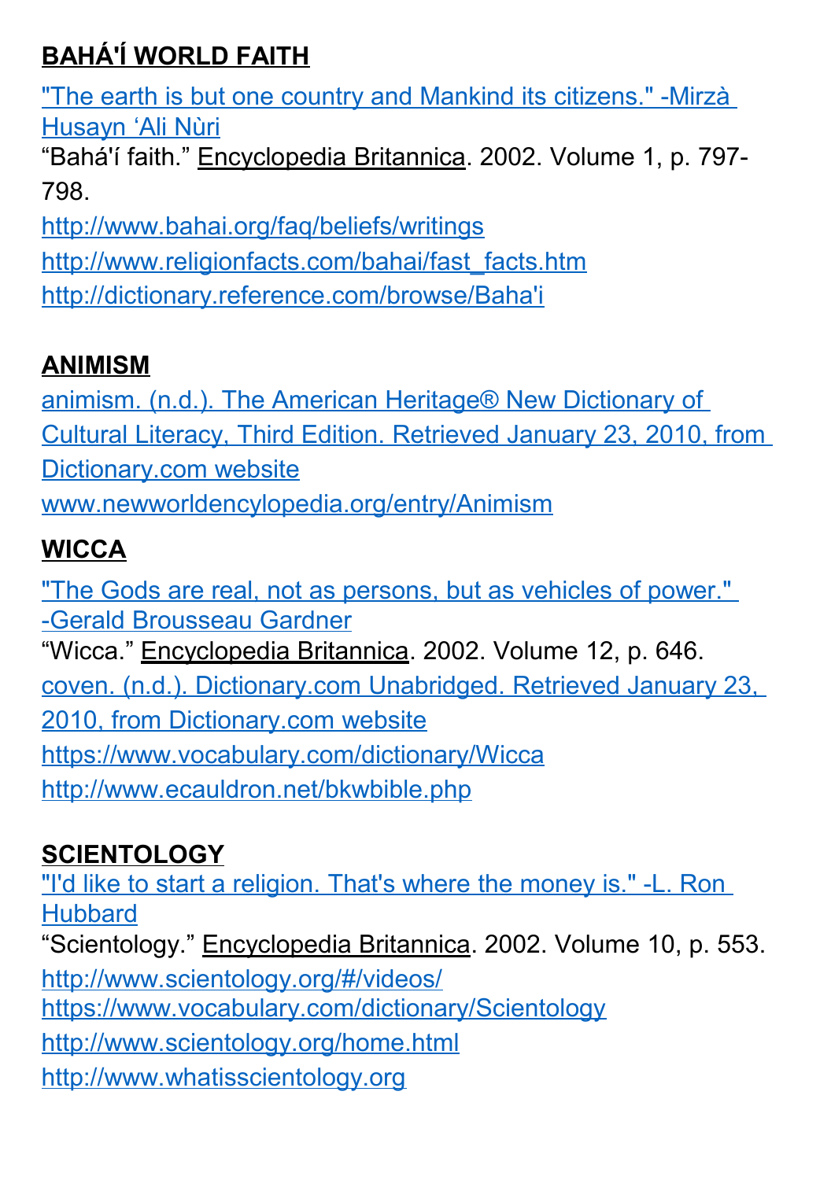**BAHÁ'Í WORLD FAITH**

"The earth is but one country and Mankind its citizens." -Mirzà Husayn 'Ali Nùri

"Bahá'í faith." Encyclopedia Britannica. 2002. Volume 1, p. 797-798.

http://www.bahai.org/faq/beliefs/writings

http://www.religionfacts.com/bahai/fast_facts.htm

http://dictionary.reference.com/browse/Baha'i

**ANIMISM**

animism. (n.d.). The American Heritage® New Dictionary of Cultural Literacy, Third Edition. Retrieved January 23, 2010, from Dictionary.com website

www.newworldencyclopedia.org/entry/Animism

**WICCA**

"The Gods are real, not as persons, but as vehicles of power." -Gerald Brousseau Gardner

"Wicca." Encyclopedia Britannica. 2002. Volume 12, p. 646.

coven. (n.d.). Dictionary.com Unabridged. Retrieved January 23, 2010, from Dictionary.com website

https://www.vocabulary.com/dictionary/Wicca

http://www.ecauldron.net/bkwbible.php

**SCIENTOLOGY**

"I'd like to start a religion. That's where the money is." -L. Ron Hubbard

"Scientology." Encyclopedia Britannica. 2002. Volume 10, p. 553.

http://www.scientology.org/#/videos/

https://www.vocabulary.com/dictionary/Scientology

http://www.scientology.org/home.html

http://www.whatisscientology.org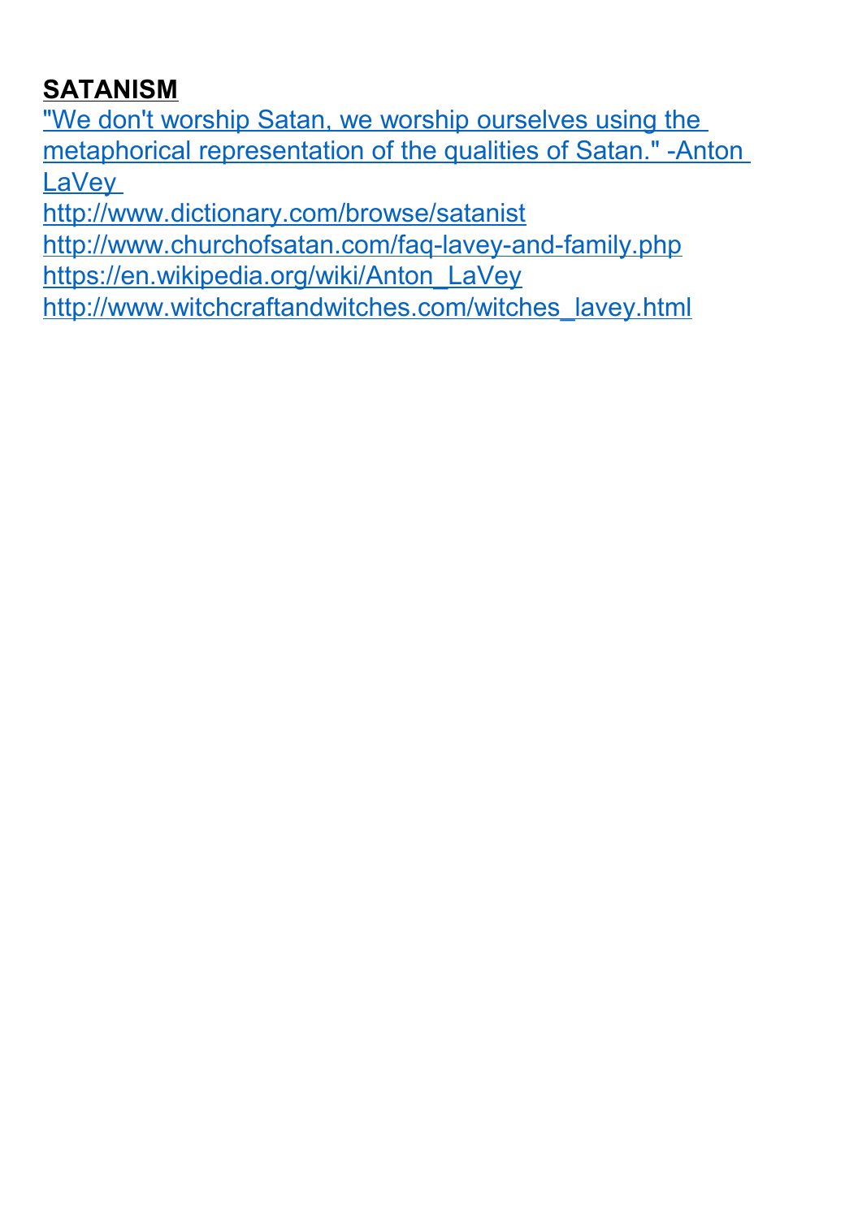**SATANISM**

"We don't worship Satan, we worship ourselves using the metaphorical representation of the qualities of Satan." -Anton LaVey

http://www.dictionary.com/browse/satanist

http://www.churchofsatan.com/faq-lavey-and-family.php

https://en.wikipedia.org/wiki/Anton_LaVey

http://www.witchcraftandwitches.com/witches_lavey.html